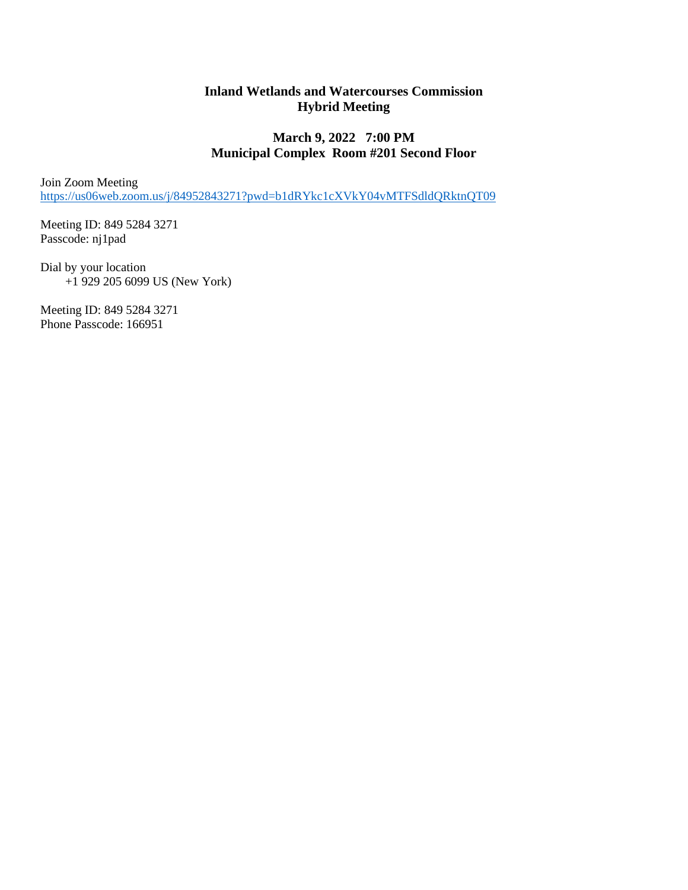**Inland Wetlands and Watercourses Commission**
**Hybrid Meeting**

**March 9, 2022 7:00 PM**
**Municipal Complex Room #201 Second Floor**

Join Zoom Meeting
https://us06web.zoom.us/j/84952843271?pwd=b1dRYkc1cXVkY04vMTFSdldQRktnQT09

Meeting ID: 849 5284 3271
Passcode: nj1pad

Dial by your location
+1 929 205 6099 US (New York)

Meeting ID: 849 5284 3271
Phone Passcode: 166951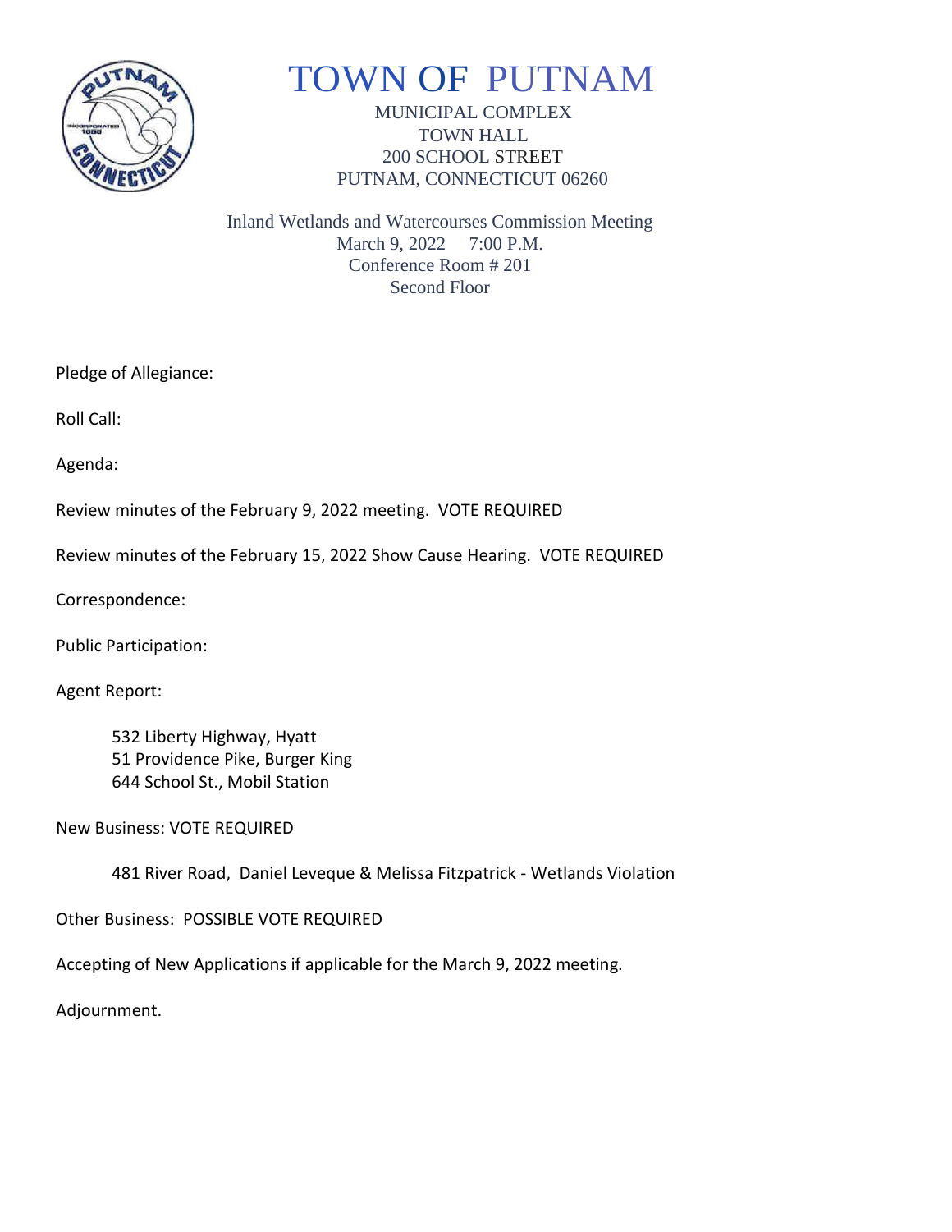# TOWN OF PUTNAM

MUNICIPAL COMPLEX
TOWN HALL
200 SCHOOL STREET
PUTNAM, CONNECTICUT 06260

Inland Wetlands and Watercourses Commission Meeting
March 9, 2022 7:00 P.M.
Conference Room # 201
Second Floor

Pledge of Allegiance:

Roll Call:

Agenda:

Review minutes of the February 9, 2022 meeting. VOTE REQUIRED

Review minutes of the February 15, 2022 Show Cause Hearing. VOTE REQUIRED

Correspondence:

Public Participation:

Agent Report:

532 Liberty Highway, Hyatt
51 Providence Pike, Burger King
644 School St., Mobil Station

New Business: VOTE REQUIRED

481 River Road, Daniel Leveque & Melissa Fitzpatrick - Wetlands Violation

Other Business: POSSIBLE VOTE REQUIRED

Accepting of New Applications if applicable for the March 9, 2022 meeting.

Adjournment.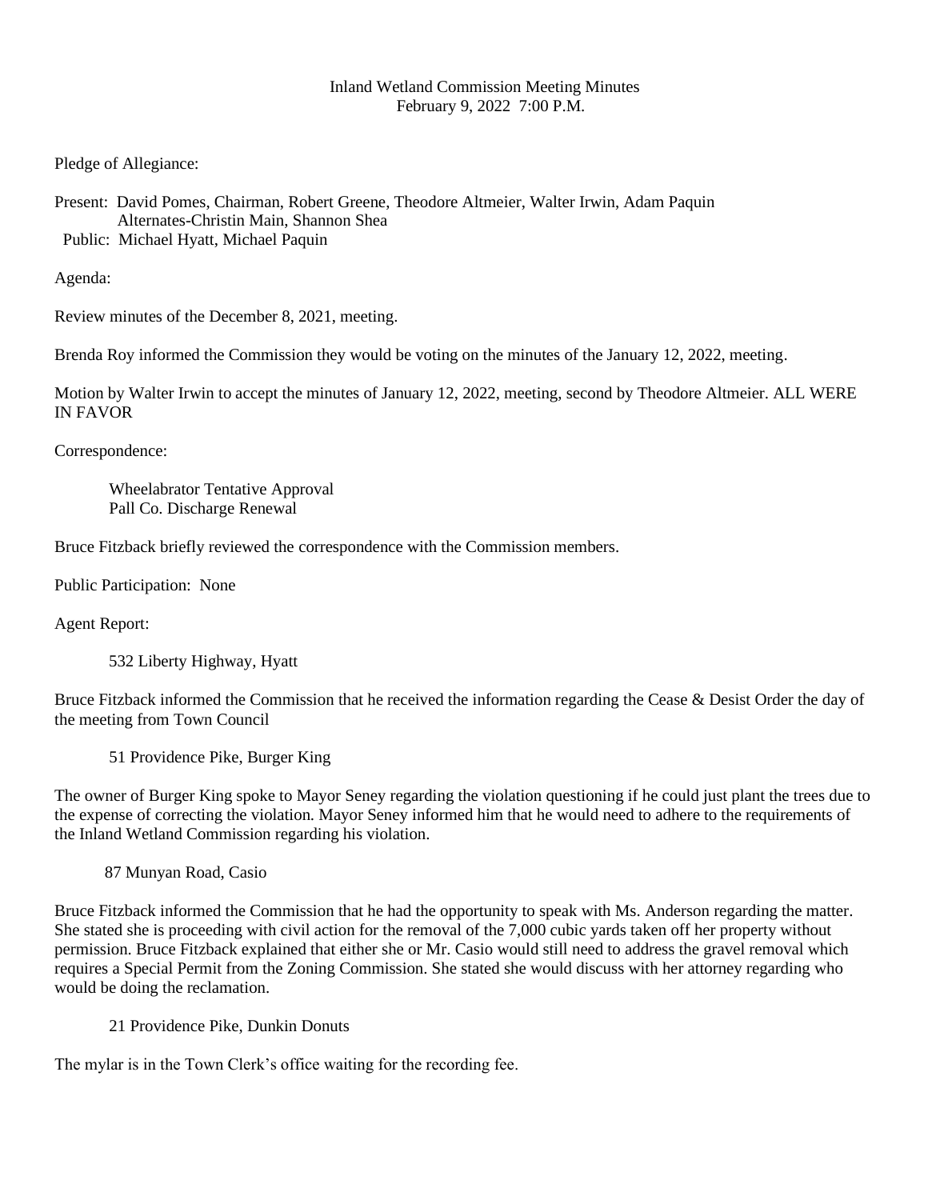Inland Wetland Commission Meeting Minutes
February 9, 2022 7:00 P.M.

Pledge of Allegiance:

Present: David Pomes, Chairman, Robert Greene, Theodore Altmeier, Walter Irwin, Adam Paquin
Alternates-Christin Main, Shannon Shea
Public: Michael Hyatt, Michael Paquin

Agenda:

Review minutes of the December 8, 2021, meeting.

Brenda Roy informed the Commission they would be voting on the minutes of the January 12, 2022, meeting.

Motion by Walter Irwin to accept the minutes of January 12, 2022, meeting, second by Theodore Altmeier. ALL WERE IN FAVOR

Correspondence:

Wheelabrator Tentative Approval
Pall Co. Discharge Renewal

Bruce Fitzback briefly reviewed the correspondence with the Commission members.

Public Participation: None

Agent Report:

532 Liberty Highway, Hyatt

Bruce Fitzback informed the Commission that he received the information regarding the Cease & Desist Order the day of the meeting from Town Council

51 Providence Pike, Burger King

The owner of Burger King spoke to Mayor Seney regarding the violation questioning if he could just plant the trees due to the expense of correcting the violation. Mayor Seney informed him that he would need to adhere to the requirements of the Inland Wetland Commission regarding his violation.

87 Munyan Road, Casio

Bruce Fitzback informed the Commission that he had the opportunity to speak with Ms. Anderson regarding the matter. She stated she is proceeding with civil action for the removal of the 7,000 cubic yards taken off her property without permission. Bruce Fitzback explained that either she or Mr. Casio would still need to address the gravel removal which requires a Special Permit from the Zoning Commission. She stated she would discuss with her attorney regarding who would be doing the reclamation.

21 Providence Pike, Dunkin Donuts

The mylar is in the Town Clerk's office waiting for the recording fee.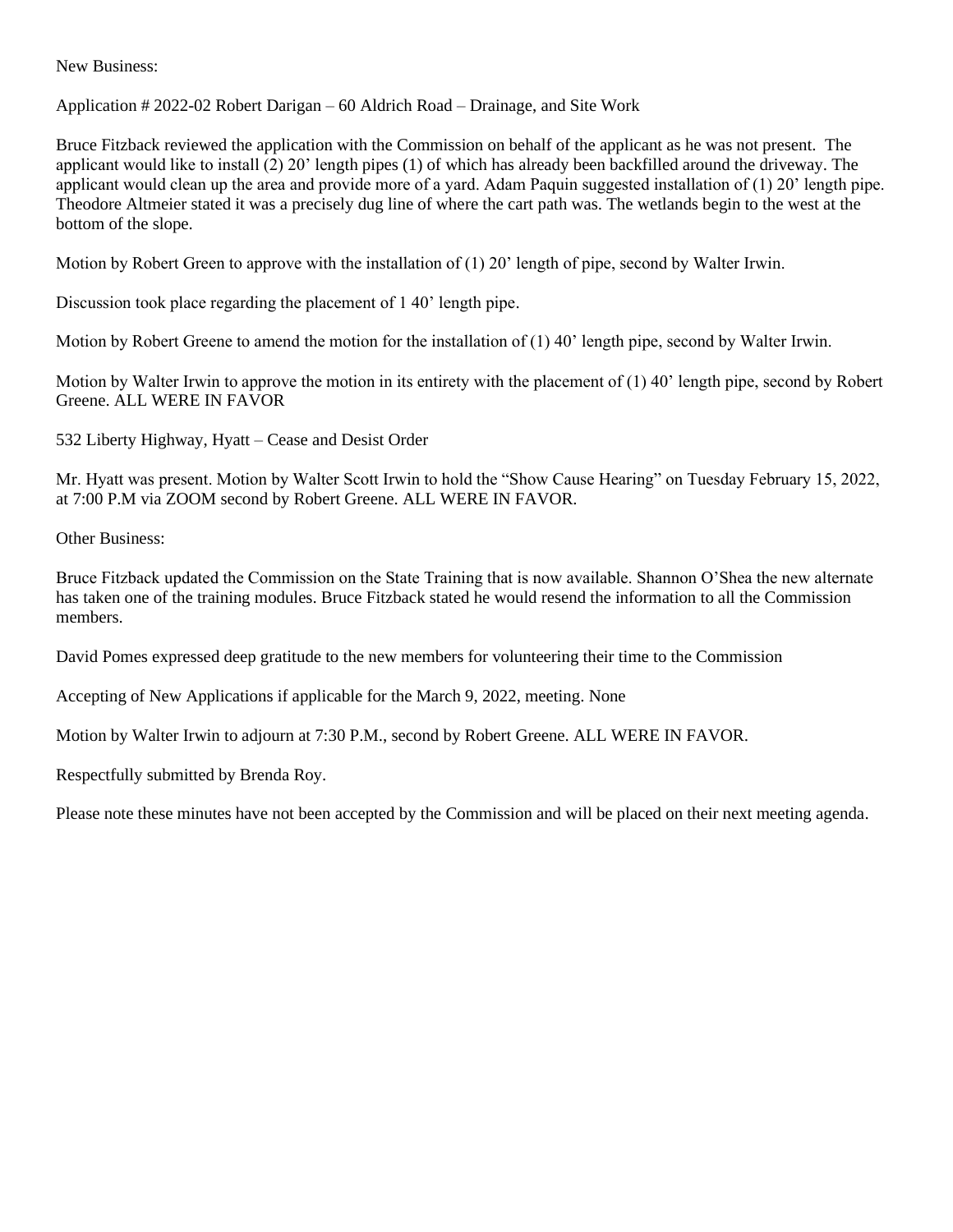New Business:

Application # 2022-02 Robert Darigan – 60 Aldrich Road – Drainage, and Site Work

Bruce Fitzback reviewed the application with the Commission on behalf of the applicant as he was not present. The applicant would like to install (2) 20' length pipes (1) of which has already been backfilled around the driveway. The applicant would clean up the area and provide more of a yard. Adam Paquin suggested installation of (1) 20' length pipe. Theodore Altmeier stated it was a precisely dug line of where the cart path was. The wetlands begin to the west at the bottom of the slope.

Motion by Robert Green to approve with the installation of (1) 20' length of pipe, second by Walter Irwin.

Discussion took place regarding the placement of 1 40' length pipe.

Motion by Robert Greene to amend the motion for the installation of (1) 40' length pipe, second by Walter Irwin.

Motion by Walter Irwin to approve the motion in its entirety with the placement of (1) 40' length pipe, second by Robert Greene. ALL WERE IN FAVOR

532 Liberty Highway, Hyatt – Cease and Desist Order

Mr. Hyatt was present. Motion by Walter Scott Irwin to hold the "Show Cause Hearing" on Tuesday February 15, 2022, at 7:00 P.M via ZOOM second by Robert Greene. ALL WERE IN FAVOR.

Other Business:

Bruce Fitzback updated the Commission on the State Training that is now available. Shannon O'Shea the new alternate has taken one of the training modules. Bruce Fitzback stated he would resend the information to all the Commission members.

David Pomes expressed deep gratitude to the new members for volunteering their time to the Commission

Accepting of New Applications if applicable for the March 9, 2022, meeting. None

Motion by Walter Irwin to adjourn at 7:30 P.M., second by Robert Greene. ALL WERE IN FAVOR.

Respectfully submitted by Brenda Roy.

Please note these minutes have not been accepted by the Commission and will be placed on their next meeting agenda.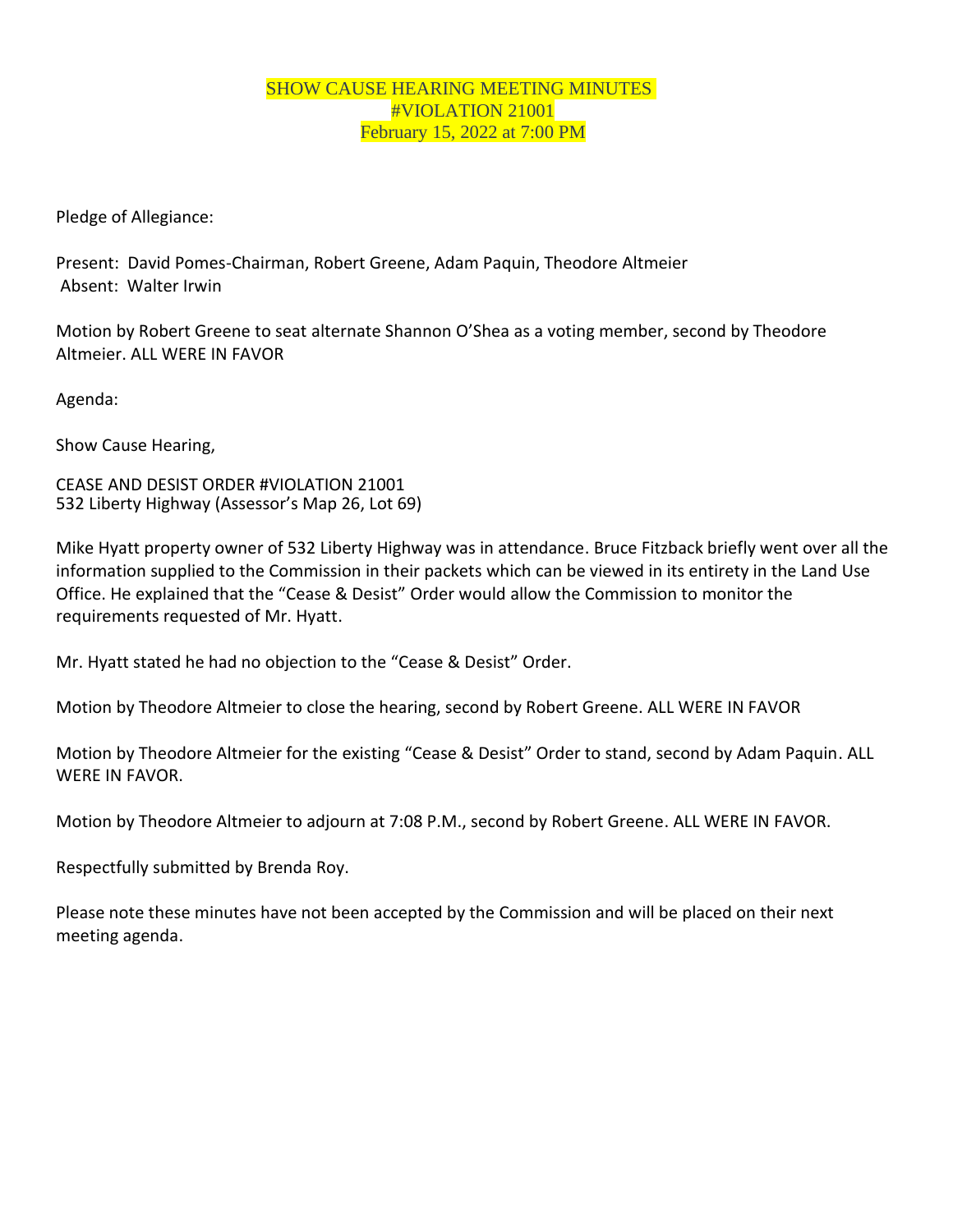# SHOW CAUSE HEARING MEETING MINUTES
# #VIOLATION 21001
# February 15, 2022 at 7:00 PM

Pledge of Allegiance:

Present: David Pomes-Chairman, Robert Greene, Adam Paquin, Theodore Altmeier
Absent: Walter Irwin

Motion by Robert Greene to seat alternate Shannon O'Shea as a voting member, second by Theodore Altmeier. ALL WERE IN FAVOR

Agenda:

Show Cause Hearing,

CEASE AND DESIST ORDER #VIOLATION 21001
532 Liberty Highway (Assessor's Map 26, Lot 69)

Mike Hyatt property owner of 532 Liberty Highway was in attendance. Bruce Fitzback briefly went over all the information supplied to the Commission in their packets which can be viewed in its entirety in the Land Use Office. He explained that the "Cease & Desist" Order would allow the Commission to monitor the requirements requested of Mr. Hyatt.

Mr. Hyatt stated he had no objection to the "Cease & Desist" Order.

Motion by Theodore Altmeier to close the hearing, second by Robert Greene. ALL WERE IN FAVOR

Motion by Theodore Altmeier for the existing "Cease & Desist" Order to stand, second by Adam Paquin. ALL WERE IN FAVOR.

Motion by Theodore Altmeier to adjourn at 7:08 P.M., second by Robert Greene. ALL WERE IN FAVOR.

Respectfully submitted by Brenda Roy.

Please note these minutes have not been accepted by the Commission and will be placed on their next meeting agenda.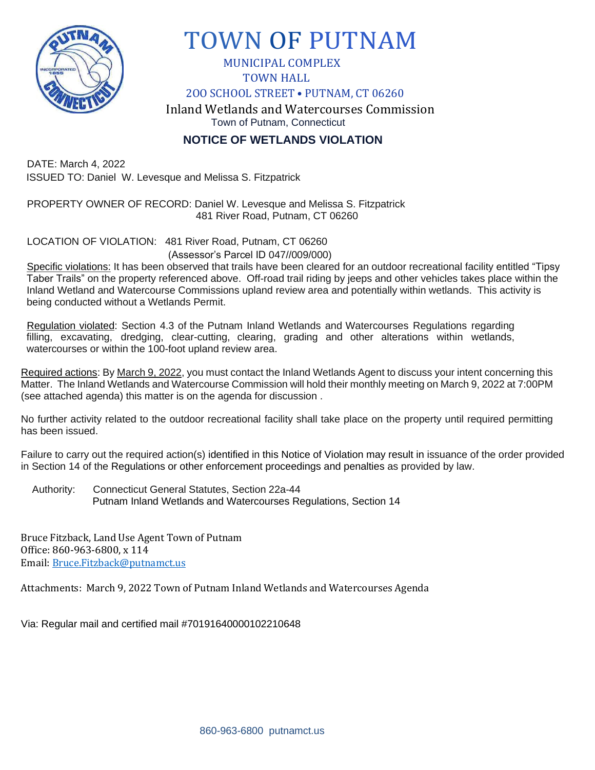# TOWN OF PUTNAM

MUNICIPAL COMPLEX
TOWN HALL
200 SCHOOL STREET • PUTNAM, CT 06260

Inland Wetlands and Watercourses Commission
Town of Putnam, Connecticut

## NOTICE OF WETLANDS VIOLATION

DATE: March 4, 2022
ISSUED TO: Daniel W. Levesque and Melissa S. Fitzpatrick

PROPERTY OWNER OF RECORD: Daniel W. Levesque and Melissa S. Fitzpatrick
481 River Road, Putnam, CT 06260

LOCATION OF VIOLATION: 481 River Road, Putnam, CT 06260
(Assessor's Parcel ID 047//009/000)

Specific violations: It has been observed that trails have been cleared for an outdoor recreational facility entitled "Tipsy Taber Trails" on the property referenced above. Off-road trail riding by jeeps and other vehicles takes place within the Inland Wetland and Watercourse Commissions upland review area and potentially within wetlands. This activity is being conducted without a Wetlands Permit.

Regulation violated: Section 4.3 of the Putnam Inland Wetlands and Watercourses Regulations regarding filling, excavating, dredging, clear-cutting, clearing, grading and other alterations within wetlands, watercourses or within the 100-foot upland review area.

Required actions: By March 9, 2022, you must contact the Inland Wetlands Agent to discuss your intent concerning this Matter. The Inland Wetlands and Watercourse Commission will hold their monthly meeting on March 9, 2022 at 7:00PM (see attached agenda) this matter is on the agenda for discussion .

No further activity related to the outdoor recreational facility shall take place on the property until required permitting has been issued.

Failure to carry out the required action(s) identified in this Notice of Violation may result in issuance of the order provided in Section 14 of the Regulations or other enforcement proceedings and penalties as provided by law.

Authority: Connecticut General Statutes, Section 22a-44
Putnam Inland Wetlands and Watercourses Regulations, Section 14

Bruce Fitzback, Land Use Agent Town of Putnam
Office: 860-963-6800, x 114
Email: Bruce.Fitzback@putnamct.us

Attachments: March 9, 2022 Town of Putnam Inland Wetlands and Watercourses Agenda

Via: Regular mail and certified mail #70191640000102210648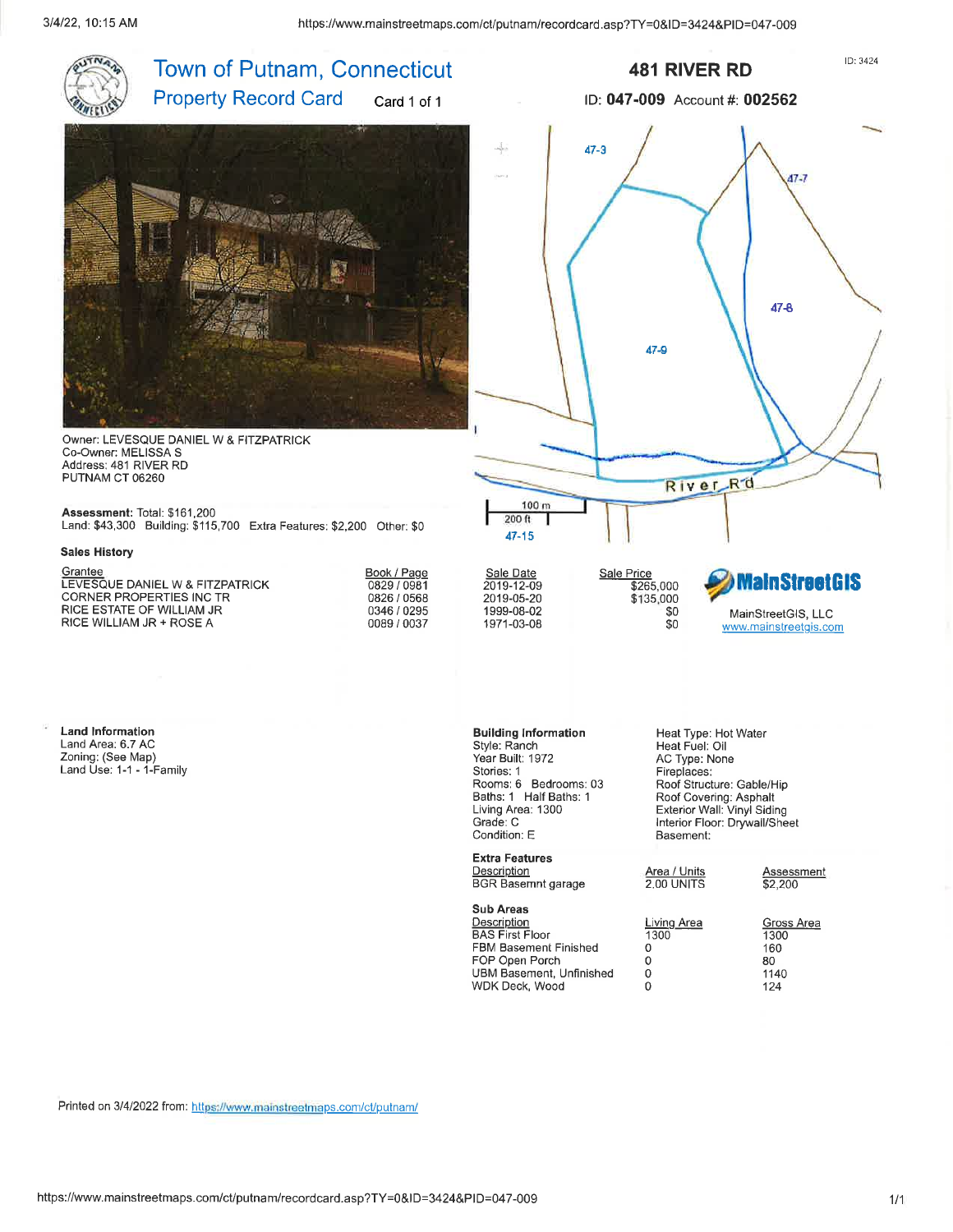# Town of Putnam, Connecticut

## Property Record Card

Card 1 of 1

## 481 RIVER RD

ID: 3424

ID: **047-009** Account #: **002562**

Owner: LEVESQUE DANIEL W & FITZPATRICK
Co-Owner: MELISSA S
Address: 481 RIVER RD
PUTNAM CT 06260

**Assessment:** Total: $161,200
Land: $43,300 Building: $115,700 Extra Features: $2,200 Other: $0

47-3, 47-7, 47-8, 47-9, 47-15, River Rd, 100 m, 200 ft

### Sales History

| Grantee | Book / Page | Sale Date | Sale Price |
|---|---|---|---|
| LEVESQUE DANIEL W & FITZPATRICK | 0829 / 0981 | 2019-12-09 | $265,000 |
| CORNER PROPERTIES INC TR | 0826 / 0568 | 2019-05-20 | $135,000 |
| RICE ESTATE OF WILLIAM JR | 0346 / 0295 | 1999-08-02 | $0 |
| RICE WILLIAM JR + ROSE A | 0089 / 0037 | 1971-03-08 | $0 |

**MainStreetGIS**
MainStreetGIS, LLC
www.mainstreetgis.com

### Land Information

Land Area: 6.7 AC
Zoning: (See Map)
Land Use: 1-1 - 1-Family

### Building Information

Style: Ranch
Year Built: 1972
Stories: 1
Rooms: 6 Bedrooms: 03
Baths: 1 Half Baths: 1
Living Area: 1300
Grade: C
Condition: E

Heat Type: Hot Water
Heat Fuel: Oil
AC Type: None
Fireplaces:
Roof Structure: Gable/Hip
Roof Covering: Asphalt
Exterior Wall: Vinyl Siding
Interior Floor: Drywall/Sheet
Basement:

### Extra Features

| Description | Area / Units | Assessment |
|---|---|---|
| BGR Basemnt garage | 2.00 UNITS | $2,200 |

### Sub Areas

| Description | Living Area | Gross Area |
|---|---|---|
| BAS First Floor | 1300 | 1300 |
| FBM Basement Finished | 0 | 160 |
| FOP Open Porch | 0 | 80 |
| UBM Basement, Unfinished | 0 | 1140 |
| WDK Deck, Wood | 0 | 124 |

Printed on 3/4/2022 from: https://www.mainstreetmaps.com/ct/putnam/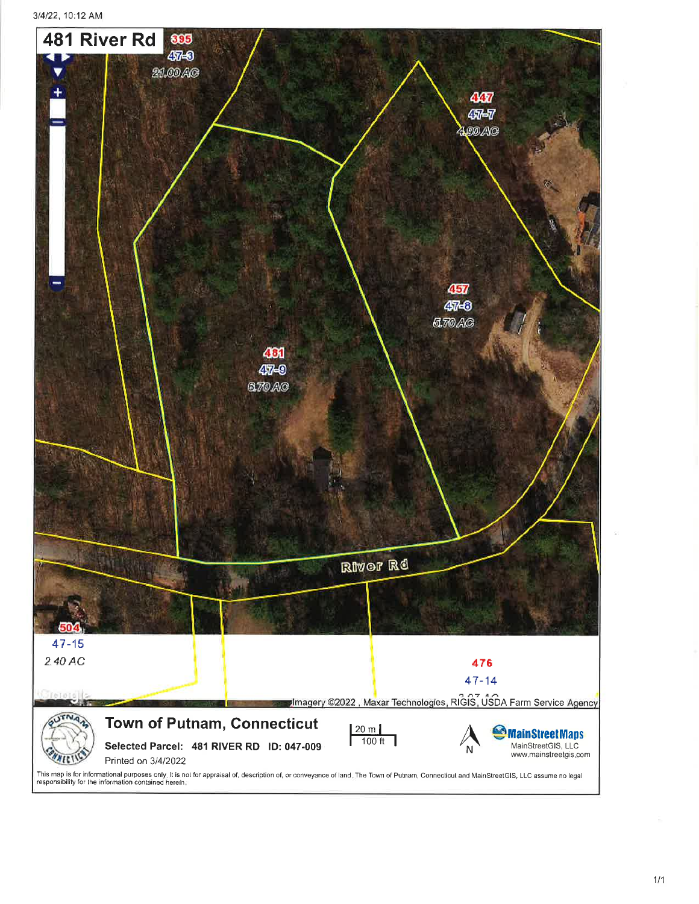3/4/22, 10:12 AM

481 River Rd

395
47-3
21.00 AC

447
47-7
4.90 AC

457
47-8
5.70 AC

481
47-9
6.70 AC

River Rd

504
47-15
2.40 AC

476
47-14

Imagery ©2022 , Maxar Technologies, RIGIS, USDA Farm Service Agency

**Town of Putnam, Connecticut**

**Selected Parcel: 481 RIVER RD ID: 047-009**

Printed on 3/4/2022

20 m
100 ft

N

MainStreetMaps
MainStreetGIS, LLC
www.mainstreetgis.com

This map is for informational purposes only. It is not for appraisal of, description of, or conveyance of land. The Town of Putnam, Connecticut and MainStreetGIS, LLC assume no legal responsibility for the information contained herein.